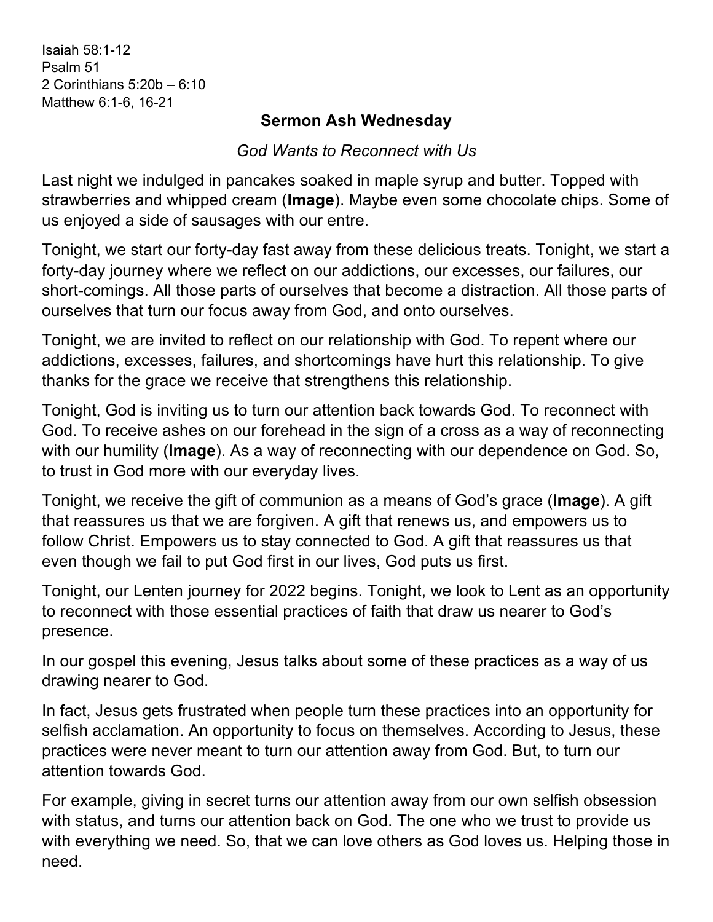Isaiah 58:1-12
Psalm 51
2 Corinthians 5:20b – 6:10
Matthew 6:1-6, 16-21

# Sermon Ash Wednesday

*God Wants to Reconnect with Us*

Last night we indulged in pancakes soaked in maple syrup and butter. Topped with strawberries and whipped cream (**Image**). Maybe even some chocolate chips. Some of us enjoyed a side of sausages with our entre.

Tonight, we start our forty-day fast away from these delicious treats. Tonight, we start a forty-day journey where we reflect on our addictions, our excesses, our failures, our short-comings. All those parts of ourselves that become a distraction. All those parts of ourselves that turn our focus away from God, and onto ourselves.

Tonight, we are invited to reflect on our relationship with God. To repent where our addictions, excesses, failures, and shortcomings have hurt this relationship. To give thanks for the grace we receive that strengthens this relationship.

Tonight, God is inviting us to turn our attention back towards God. To reconnect with God. To receive ashes on our forehead in the sign of a cross as a way of reconnecting with our humility (**Image**). As a way of reconnecting with our dependence on God. So, to trust in God more with our everyday lives.

Tonight, we receive the gift of communion as a means of God's grace (**Image**). A gift that reassures us that we are forgiven. A gift that renews us, and empowers us to follow Christ. Empowers us to stay connected to God. A gift that reassures us that even though we fail to put God first in our lives, God puts us first.

Tonight, our Lenten journey for 2022 begins. Tonight, we look to Lent as an opportunity to reconnect with those essential practices of faith that draw us nearer to God's presence.

In our gospel this evening, Jesus talks about some of these practices as a way of us drawing nearer to God.

In fact, Jesus gets frustrated when people turn these practices into an opportunity for selfish acclamation. An opportunity to focus on themselves. According to Jesus, these practices were never meant to turn our attention away from God. But, to turn our attention towards God.

For example, giving in secret turns our attention away from our own selfish obsession with status, and turns our attention back on God. The one who we trust to provide us with everything we need. So, that we can love others as God loves us. Helping those in need.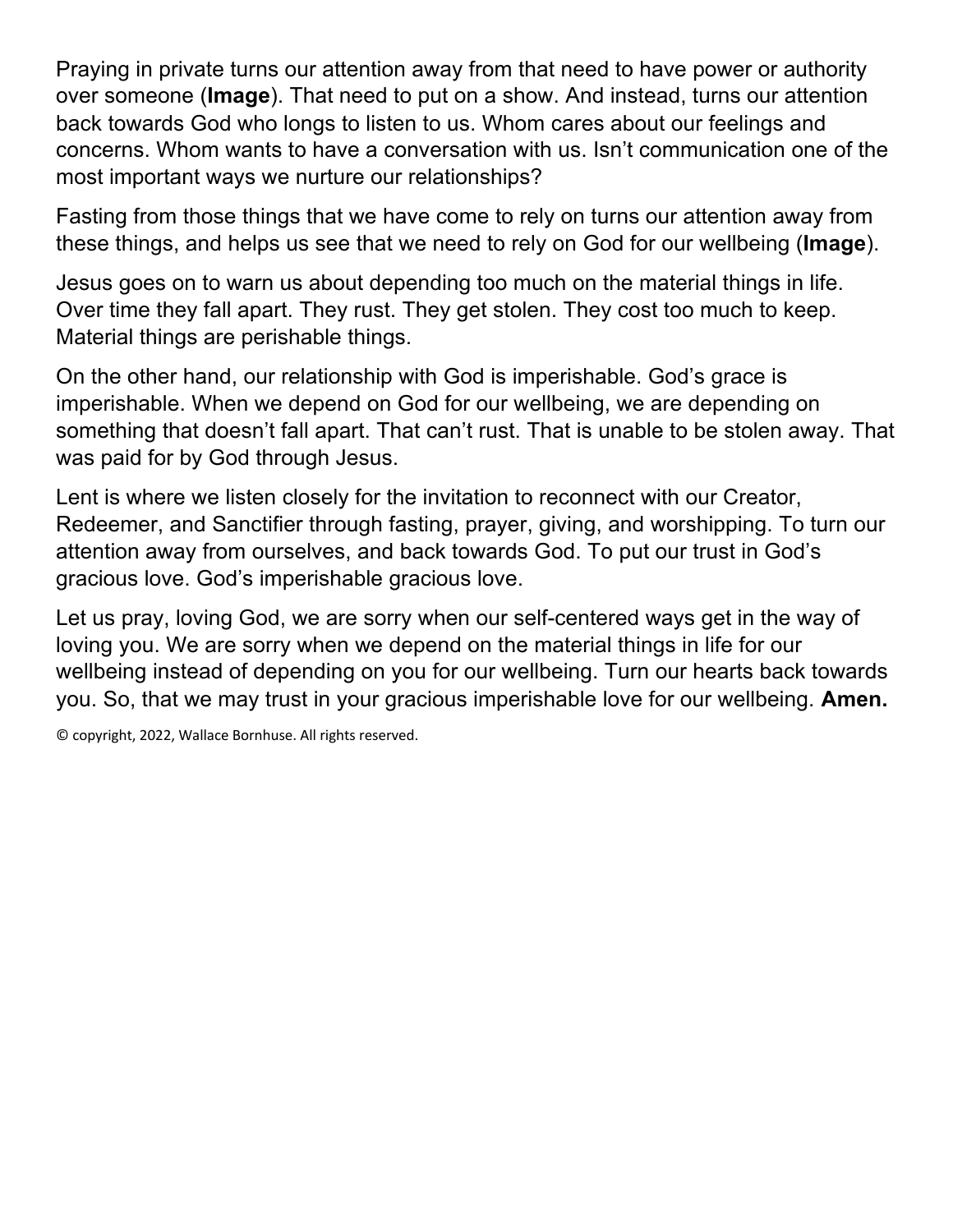Praying in private turns our attention away from that need to have power or authority over someone (**Image**). That need to put on a show. And instead, turns our attention back towards God who longs to listen to us. Whom cares about our feelings and concerns. Whom wants to have a conversation with us. Isn't communication one of the most important ways we nurture our relationships?

Fasting from those things that we have come to rely on turns our attention away from these things, and helps us see that we need to rely on God for our wellbeing (**Image**).

Jesus goes on to warn us about depending too much on the material things in life. Over time they fall apart. They rust. They get stolen. They cost too much to keep. Material things are perishable things.

On the other hand, our relationship with God is imperishable. God's grace is imperishable. When we depend on God for our wellbeing, we are depending on something that doesn't fall apart. That can't rust. That is unable to be stolen away. That was paid for by God through Jesus.

Lent is where we listen closely for the invitation to reconnect with our Creator, Redeemer, and Sanctifier through fasting, prayer, giving, and worshipping. To turn our attention away from ourselves, and back towards God. To put our trust in God's gracious love. God's imperishable gracious love.

Let us pray, loving God, we are sorry when our self-centered ways get in the way of loving you. We are sorry when we depend on the material things in life for our wellbeing instead of depending on you for our wellbeing. Turn our hearts back towards you. So, that we may trust in your gracious imperishable love for our wellbeing. **Amen.**

© copyright, 2022, Wallace Bornhuse. All rights reserved.